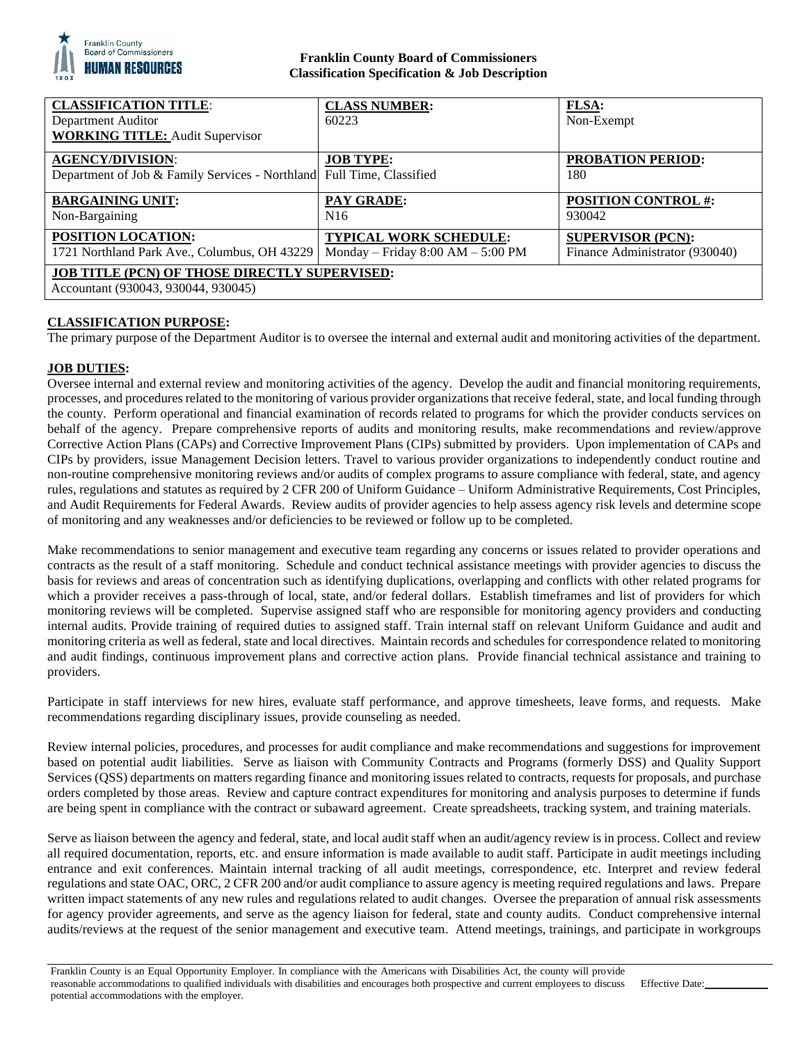**Franklin County Board of Commissioners**
**Classification Specification & Job Description**

| **CLASSIFICATION TITLE**: Department Auditor **WORKING TITLE:** Audit Supervisor | **CLASS NUMBER:** 60223 | **FLSA:** Non-Exempt |
|---|---|---|
| **AGENCY/DIVISION**: Department of Job & Family Services - Northland | **JOB TYPE:** Full Time, Classified | **PROBATION PERIOD:** 180 |
| **BARGAINING UNIT:** Non-Bargaining | **PAY GRADE:** N16 | **POSITION CONTROL #:** 930042 |
| **POSITION LOCATION:** 1721 Northland Park Ave., Columbus, OH 43229 | **TYPICAL WORK SCHEDULE:** Monday – Friday 8:00 AM – 5:00 PM | **SUPERVISOR (PCN):** Finance Administrator (930040) |
| **JOB TITLE (PCN) OF THOSE DIRECTLY SUPERVISED:** Accountant (930043, 930044, 930045) | | |

## CLASSIFICATION PURPOSE:

The primary purpose of the Department Auditor is to oversee the internal and external audit and monitoring activities of the department.

## JOB DUTIES:

Oversee internal and external review and monitoring activities of the agency. Develop the audit and financial monitoring requirements, processes, and procedures related to the monitoring of various provider organizations that receive federal, state, and local funding through the county. Perform operational and financial examination of records related to programs for which the provider conducts services on behalf of the agency. Prepare comprehensive reports of audits and monitoring results, make recommendations and review/approve Corrective Action Plans (CAPs) and Corrective Improvement Plans (CIPs) submitted by providers. Upon implementation of CAPs and CIPs by providers, issue Management Decision letters. Travel to various provider organizations to independently conduct routine and non-routine comprehensive monitoring reviews and/or audits of complex programs to assure compliance with federal, state, and agency rules, regulations and statutes as required by 2 CFR 200 of Uniform Guidance – Uniform Administrative Requirements, Cost Principles, and Audit Requirements for Federal Awards. Review audits of provider agencies to help assess agency risk levels and determine scope of monitoring and any weaknesses and/or deficiencies to be reviewed or follow up to be completed.

Make recommendations to senior management and executive team regarding any concerns or issues related to provider operations and contracts as the result of a staff monitoring. Schedule and conduct technical assistance meetings with provider agencies to discuss the basis for reviews and areas of concentration such as identifying duplications, overlapping and conflicts with other related programs for which a provider receives a pass-through of local, state, and/or federal dollars. Establish timeframes and list of providers for which monitoring reviews will be completed. Supervise assigned staff who are responsible for monitoring agency providers and conducting internal audits. Provide training of required duties to assigned staff. Train internal staff on relevant Uniform Guidance and audit and monitoring criteria as well as federal, state and local directives. Maintain records and schedules for correspondence related to monitoring and audit findings, continuous improvement plans and corrective action plans. Provide financial technical assistance and training to providers.

Participate in staff interviews for new hires, evaluate staff performance, and approve timesheets, leave forms, and requests. Make recommendations regarding disciplinary issues, provide counseling as needed.

Review internal policies, procedures, and processes for audit compliance and make recommendations and suggestions for improvement based on potential audit liabilities. Serve as liaison with Community Contracts and Programs (formerly DSS) and Quality Support Services (QSS) departments on matters regarding finance and monitoring issues related to contracts, requests for proposals, and purchase orders completed by those areas. Review and capture contract expenditures for monitoring and analysis purposes to determine if funds are being spent in compliance with the contract or subaward agreement. Create spreadsheets, tracking system, and training materials.

Serve as liaison between the agency and federal, state, and local audit staff when an audit/agency review is in process. Collect and review all required documentation, reports, etc. and ensure information is made available to audit staff. Participate in audit meetings including entrance and exit conferences. Maintain internal tracking of all audit meetings, correspondence, etc. Interpret and review federal regulations and state OAC, ORC, 2 CFR 200 and/or audit compliance to assure agency is meeting required regulations and laws. Prepare written impact statements of any new rules and regulations related to audit changes. Oversee the preparation of annual risk assessments for agency provider agreements, and serve as the agency liaison for federal, state and county audits. Conduct comprehensive internal audits/reviews at the request of the senior management and executive team. Attend meetings, trainings, and participate in workgroups

Franklin County is an Equal Opportunity Employer. In compliance with the Americans with Disabilities Act, the county will provide reasonable accommodations to qualified individuals with disabilities and encourages both prospective and current employees to discuss potential accommodations with the employer.

Effective Date:\_\_\_\_\_\_\_\_\_\_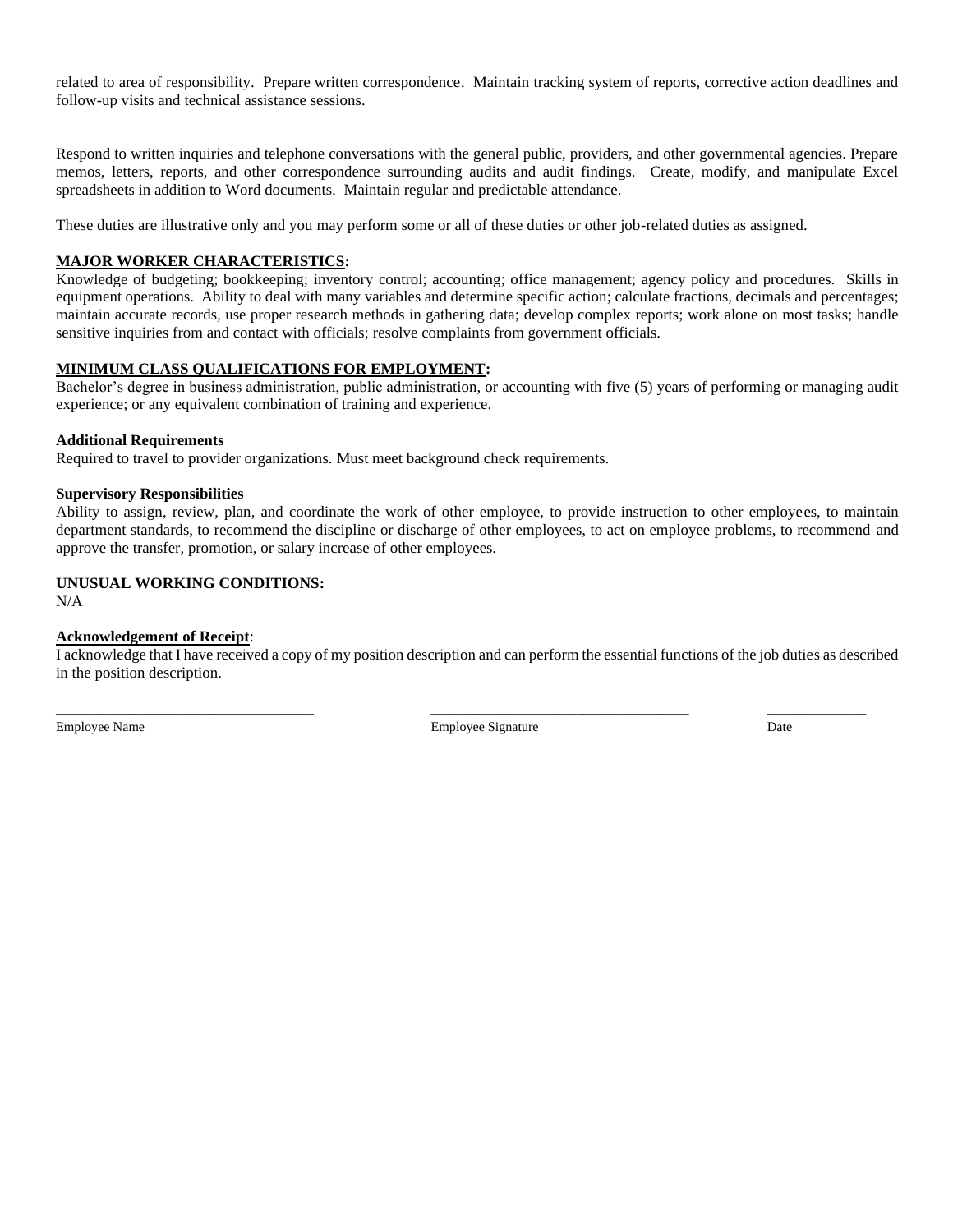related to area of responsibility. Prepare written correspondence. Maintain tracking system of reports, corrective action deadlines and follow-up visits and technical assistance sessions.

Respond to written inquiries and telephone conversations with the general public, providers, and other governmental agencies. Prepare memos, letters, reports, and other correspondence surrounding audits and audit findings. Create, modify, and manipulate Excel spreadsheets in addition to Word documents. Maintain regular and predictable attendance.

These duties are illustrative only and you may perform some or all of these duties or other job-related duties as assigned.

**MAJOR WORKER CHARACTERISTICS:**

Knowledge of budgeting; bookkeeping; inventory control; accounting; office management; agency policy and procedures. Skills in equipment operations. Ability to deal with many variables and determine specific action; calculate fractions, decimals and percentages; maintain accurate records, use proper research methods in gathering data; develop complex reports; work alone on most tasks; handle sensitive inquiries from and contact with officials; resolve complaints from government officials.

**MINIMUM CLASS QUALIFICATIONS FOR EMPLOYMENT:**

Bachelor's degree in business administration, public administration, or accounting with five (5) years of performing or managing audit experience; or any equivalent combination of training and experience.

**Additional Requirements**

Required to travel to provider organizations. Must meet background check requirements.

**Supervisory Responsibilities**

Ability to assign, review, plan, and coordinate the work of other employee, to provide instruction to other employees, to maintain department standards, to recommend the discipline or discharge of other employees, to act on employee problems, to recommend and approve the transfer, promotion, or salary increase of other employees.

**UNUSUAL WORKING CONDITIONS:**

N/A

**Acknowledgement of Receipt**:

I acknowledge that I have received a copy of my position description and can perform the essential functions of the job duties as described in the position description.

| | | |
|---|---|---|
| ______________________________ | ______________________________ | ____________ |
| Employee Name | Employee Signature | Date |